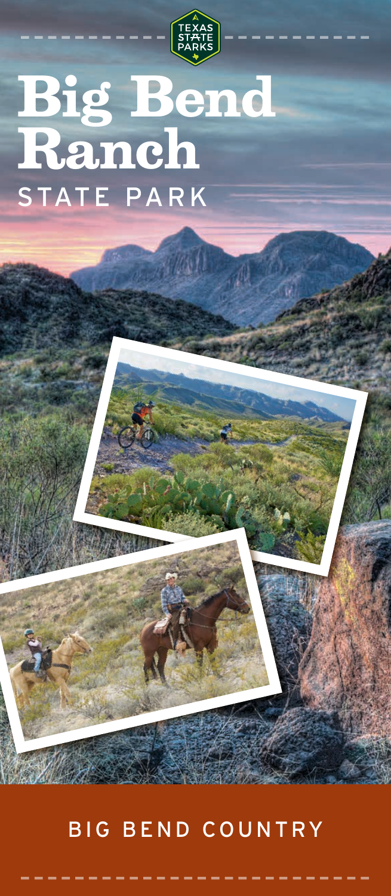TEXAS STATE PARKS

# Big Bend Ranch

## STATE PARK

BIG BEND COUNTRY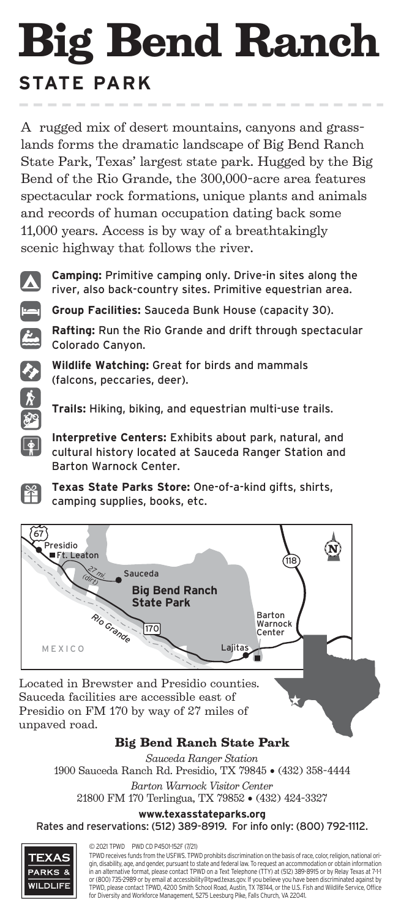# Big Bend Ranch

## STATE PARK

A rugged mix of desert mountains, canyons and grasslands forms the dramatic landscape of Big Bend Ranch State Park, Texas' largest state park. Hugged by the Big Bend of the Rio Grande, the 300,000-acre area features spectacular rock formations, unique plants and animals and records of human occupation dating back some 11,000 years. Access is by way of a breathtakingly scenic highway that follows the river.

**Camping:** Primitive camping only. Drive-in sites along the river, also back-country sites. Primitive equestrian area.

**Group Facilities:** Sauceda Bunk House (capacity 30).

**Rafting:** Run the Rio Grande and drift through spectacular Colorado Canyon.

**Wildlife Watching:** Great for birds and mammals (falcons, peccaries, deer).

**Trails:** Hiking, biking, and equestrian multi-use trails.

**Interpretive Centers:** Exhibits about park, natural, and cultural history located at Sauceda Ranger Station and Barton Warnock Center.

**Texas State Parks Store:** One-of-a-kind gifts, shirts, camping supplies, books, etc.

67
Presidio
Ft. Leaton
27 mi. (dirt)
Sauceda
118
Big Bend Ranch State Park
Rio Grande
170
Barton Warnock Center
Lajitas
MEXICO
N

Located in Brewster and Presidio counties. Sauceda facilities are accessible east of Presidio on FM 170 by way of 27 miles of unpaved road.

### Big Bend Ranch State Park

*Sauceda Ranger Station*
1900 Sauceda Ranch Rd. Presidio, TX 79845 • (432) 358-4444

*Barton Warnock Visitor Center*
21800 FM 170 Terlingua, TX 79852 • (432) 424-3327

**www.texasstateparks.org**

Rates and reservations: (512) 389-8919. For info only: (800) 792-1112.

TEXAS PARKS & WILDLIFE

© 2021 TPWD PWD CD P4501-152F (7/21)

TPWD receives funds from the USFWS. TPWD prohibits discrimination on the basis of race, color, religion, national origin, disability, age, and gender, pursuant to state and federal law. To request an accommodation or obtain information in an alternative format, please contact TPWD on a Text Telephone (TTY) at (512) 389-8915 or by Relay Texas at 7-1-1 or (800) 735-2989 or by email at accessibility@tpwd.texas.gov. If you believe you have been discriminated against by TPWD, please contact TPWD, 4200 Smith School Road, Austin, TX 78744, or the U.S. Fish and Wildlife Service, Office for Diversity and Workforce Management, 5275 Leesburg Pike, Falls Church, VA 22041.